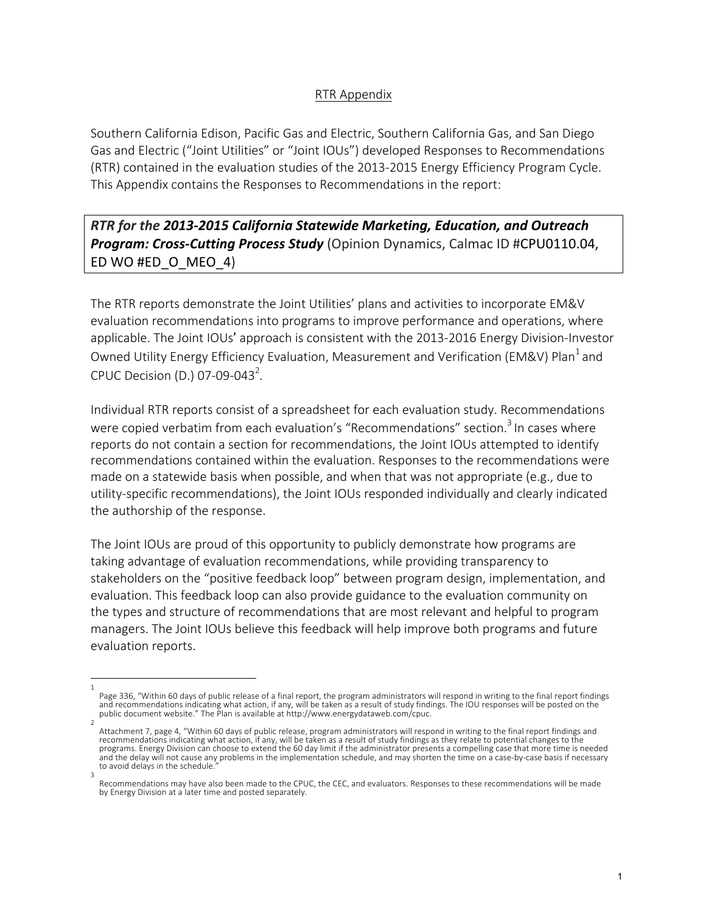RTR Appendix

Southern California Edison, Pacific Gas and Electric, Southern California Gas, and San Diego Gas and Electric ("Joint Utilities" or "Joint IOUs") developed Responses to Recommendations (RTR) contained in the evaluation studies of the 2013-2015 Energy Efficiency Program Cycle. This Appendix contains the Responses to Recommendations in the report:

***RTR for the 2013-2015 California Statewide Marketing, Education, and Outreach Program: Cross-Cutting Process Study*** (Opinion Dynamics, Calmac ID #CPU0110.04, ED WO #ED_O_MEO_4)

The RTR reports demonstrate the Joint Utilities' plans and activities to incorporate EM&V evaluation recommendations into programs to improve performance and operations, where applicable. The Joint IOUs' approach is consistent with the 2013-2016 Energy Division-Investor Owned Utility Energy Efficiency Evaluation, Measurement and Verification (EM&V) Plan[1] and CPUC Decision (D.) 07-09-043[2].

Individual RTR reports consist of a spreadsheet for each evaluation study. Recommendations were copied verbatim from each evaluation's "Recommendations" section.[3] In cases where reports do not contain a section for recommendations, the Joint IOUs attempted to identify recommendations contained within the evaluation. Responses to the recommendations were made on a statewide basis when possible, and when that was not appropriate (e.g., due to utility-specific recommendations), the Joint IOUs responded individually and clearly indicated the authorship of the response.

The Joint IOUs are proud of this opportunity to publicly demonstrate how programs are taking advantage of evaluation recommendations, while providing transparency to stakeholders on the "positive feedback loop" between program design, implementation, and evaluation. This feedback loop can also provide guidance to the evaluation community on the types and structure of recommendations that are most relevant and helpful to program managers. The Joint IOUs believe this feedback will help improve both programs and future evaluation reports.

---

[1] Page 336, "Within 60 days of public release of a final report, the program administrators will respond in writing to the final report findings and recommendations indicating what action, if any, will be taken as a result of study findings. The IOU responses will be posted on the public document website." The Plan is available at http://www.energydataweb.com/cpuc.

[2] Attachment 7, page 4, "Within 60 days of public release, program administrators will respond in writing to the final report findings and recommendations indicating what action, if any, will be taken as a result of study findings as they relate to potential changes to the programs. Energy Division can choose to extend the 60 day limit if the administrator presents a compelling case that more time is needed and the delay will not cause any problems in the implementation schedule, and may shorten the time on a case-by-case basis if necessary to avoid delays in the schedule."

[3] Recommendations may have also been made to the CPUC, the CEC, and evaluators. Responses to these recommendations will be made by Energy Division at a later time and posted separately.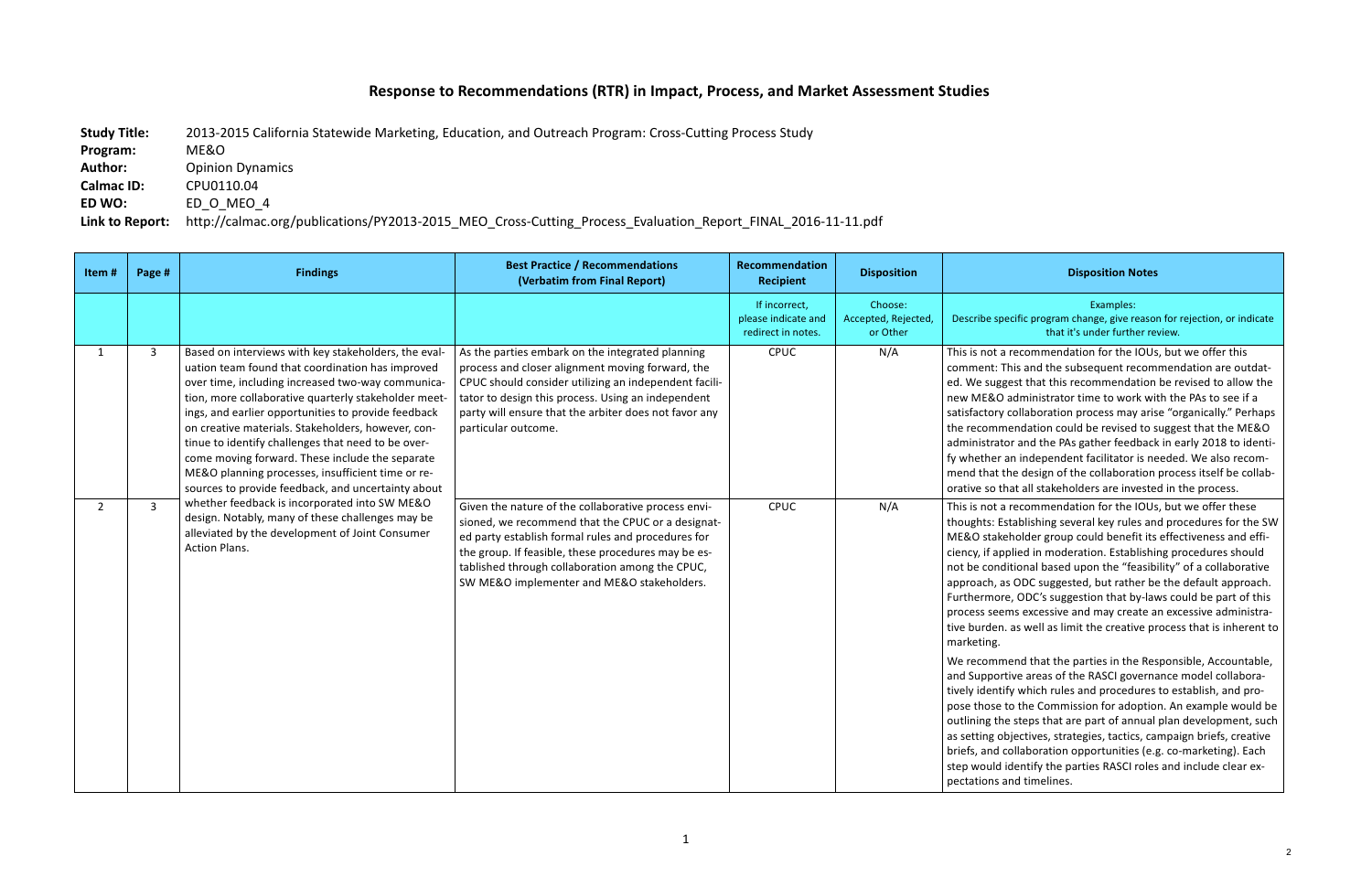# Response to Recommendations (RTR) in Impact, Process, and Market Assessment Studies

**Study Title:** 2013-2015 California Statewide Marketing, Education, and Outreach Program: Cross-Cutting Process Study
**Program:** ME&O
**Author:** Opinion Dynamics
**Calmac ID:** CPU0110.04
**ED WO:** ED_O_MEO_4
**Link to Report:** http://calmac.org/publications/PY2013-2015_MEO_Cross-Cutting_Process_Evaluation_Report_FINAL_2016-11-11.pdf

| Item # | Page # | Findings | Best Practice / Recommendations (Verbatim from Final Report) | Recommendation Recipient | Disposition | Disposition Notes |
|---|---|---|---|---|---|---|
| | | | | If incorrect, please indicate and redirect in notes. | Choose: Accepted, Rejected, or Other | Examples: Describe specific program change, give reason for rejection, or indicate that it's under further review. |
| 1 | 3 | Based on interviews with key stakeholders, the evaluation team found that coordination has improved over time, including increased two-way communication, more collaborative quarterly stakeholder meetings, and earlier opportunities to provide feedback on creative materials. Stakeholders, however, continue to identify challenges that need to be overcome moving forward. These include the separate ME&O planning processes, insufficient time or resources to provide feedback, and uncertainty about whether feedback is incorporated into SW ME&O design. Notably, many of these challenges may be alleviated by the development of Joint Consumer Action Plans. | As the parties embark on the integrated planning process and closer alignment moving forward, the CPUC should consider utilizing an independent facilitator to design this process. Using an independent party will ensure that the arbiter does not favor any particular outcome. | CPUC | N/A | This is not a recommendation for the IOUs, but we offer this comment: This and the subsequent recommendation are outdated. We suggest that this recommendation be revised to allow the new ME&O administrator time to work with the PAs to see if a satisfactory collaboration process may arise "organically." Perhaps the recommendation could be revised to suggest that the ME&O administrator and the PAs gather feedback in early 2018 to identify whether an independent facilitator is needed. We also recommend that the design of the collaboration process itself be collaborative so that all stakeholders are invested in the process. |
| 2 | 3 | | Given the nature of the collaborative process envisioned, we recommend that the CPUC or a designated party establish formal rules and procedures for the group. If feasible, these procedures may be established through collaboration among the CPUC, SW ME&O implementer and ME&O stakeholders. | CPUC | N/A | This is not a recommendation for the IOUs, but we offer these thoughts: Establishing several key rules and procedures for the SW ME&O stakeholder group could benefit its effectiveness and efficiency, if applied in moderation. Establishing procedures should not be conditional based upon the "feasibility" of a collaborative approach, as ODC suggested, but rather be the default approach. Furthermore, ODC's suggestion that by-laws could be part of this process seems excessive and may create an excessive administrative burden. as well as limit the creative process that is inherent to marketing.<br><br>We recommend that the parties in the Responsible, Accountable, and Supportive areas of the RASCI governance model collaboratively identify which rules and procedures to establish, and propose those to the Commission for adoption. An example would be outlining the steps that are part of annual plan development, such as setting objectives, strategies, tactics, campaign briefs, creative briefs, and collaboration opportunities (e.g. co-marketing). Each step would identify the parties RASCI roles and include clear expectations and timelines. |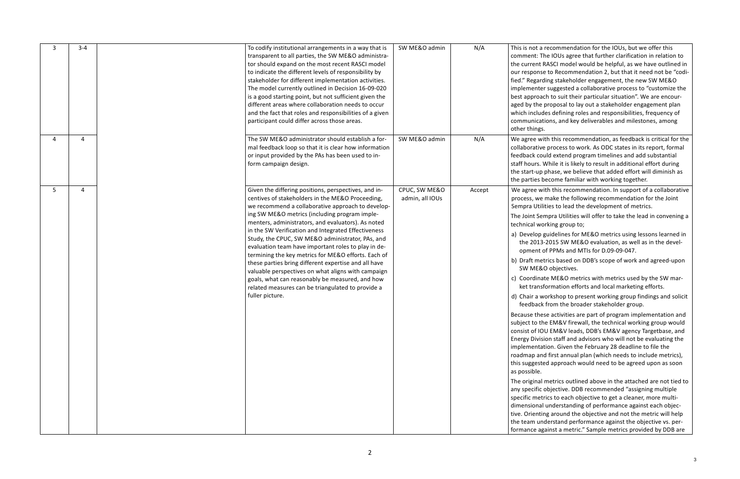| 3 | 3-4 | | To codify institutional arrangements in a way that is transparent to all parties, the SW ME&O administrator should expand on the most recent RASCI model to indicate the different levels of responsibility by stakeholder for different implementation activities. The model currently outlined in Decision 16-09-020 is a good starting point, but not sufficient given the different areas where collaboration needs to occur and the fact that roles and responsibilities of a given participant could differ across those areas. | SW ME&O admin | N/A | This is not a recommendation for the IOUs, but we offer this comment: The IOUs agree that further clarification in relation to the current RASCI model would be helpful, as we have outlined in our response to Recommendation 2, but that it need not be "codified." Regarding stakeholder engagement, the new SW ME&O implementer suggested a collaborative process to "customize the best approach to suit their particular situation". We are encouraged by the proposal to lay out a stakeholder engagement plan which includes defining roles and responsibilities, frequency of communications, and key deliverables and milestones, among other things. |
|---|---|---|---|---|---|---|
| 4 | 4 | | The SW ME&O administrator should establish a formal feedback loop so that it is clear how information or input provided by the PAs has been used to inform campaign design. | SW ME&O admin | N/A | We agree with this recommendation, as feedback is critical for the collaborative process to work. As ODC states in its report, formal feedback could extend program timelines and add substantial staff hours. While it is likely to result in additional effort during the start-up phase, we believe that added effort will diminish as the parties become familiar with working together. |
| 5 | 4 | | Given the differing positions, perspectives, and incentives of stakeholders in the ME&O Proceeding, we recommend a collaborative approach to developing SW ME&O metrics (including program implementers, administrators, and evaluators). As noted in the SW Verification and Integrated Effectiveness Study, the CPUC, SW ME&O administrator, PAs, and evaluation team have important roles to play in determining the key metrics for ME&O efforts. Each of these parties bring different expertise and all have valuable perspectives on what aligns with campaign goals, what can reasonably be measured, and how related measures can be triangulated to provide a fuller picture. | CPUC, SW ME&O admin, all IOUs | Accept | We agree with this recommendation. In support of a collaborative process, we make the following recommendation for the Joint Sempra Utilities to lead the development of metrics.<br><br>The Joint Sempra Utilities will offer to take the lead in convening a technical working group to;<br><br>a) Develop guidelines for ME&O metrics using lessons learned in the 2013-2015 SW ME&O evaluation, as well as in the development of PPMs and MTIs for D.09-09-047.<br>b) Draft metrics based on DDB's scope of work and agreed-upon SW ME&O objectives.<br>c) Coordinate ME&O metrics with metrics used by the SW market transformation efforts and local marketing efforts.<br>d) Chair a workshop to present working group findings and solicit feedback from the broader stakeholder group.<br><br>Because these activities are part of program implementation and subject to the EM&V firewall, the technical working group would consist of IOU EM&V leads, DDB's EM&V agency Targetbase, and Energy Division staff and advisors who will not be evaluating the implementation. Given the February 28 deadline to file the roadmap and first annual plan (which needs to include metrics), this suggested approach would need to be agreed upon as soon as possible.<br><br>The original metrics outlined above in the attached are not tied to any specific objective. DDB recommended "assigning multiple specific metrics to each objective to get a cleaner, more multi-dimensional understanding of performance against each objective. Orienting around the objective and not the metric will help the team understand performance against the objective vs. performance against a metric." Sample metrics provided by DDB are |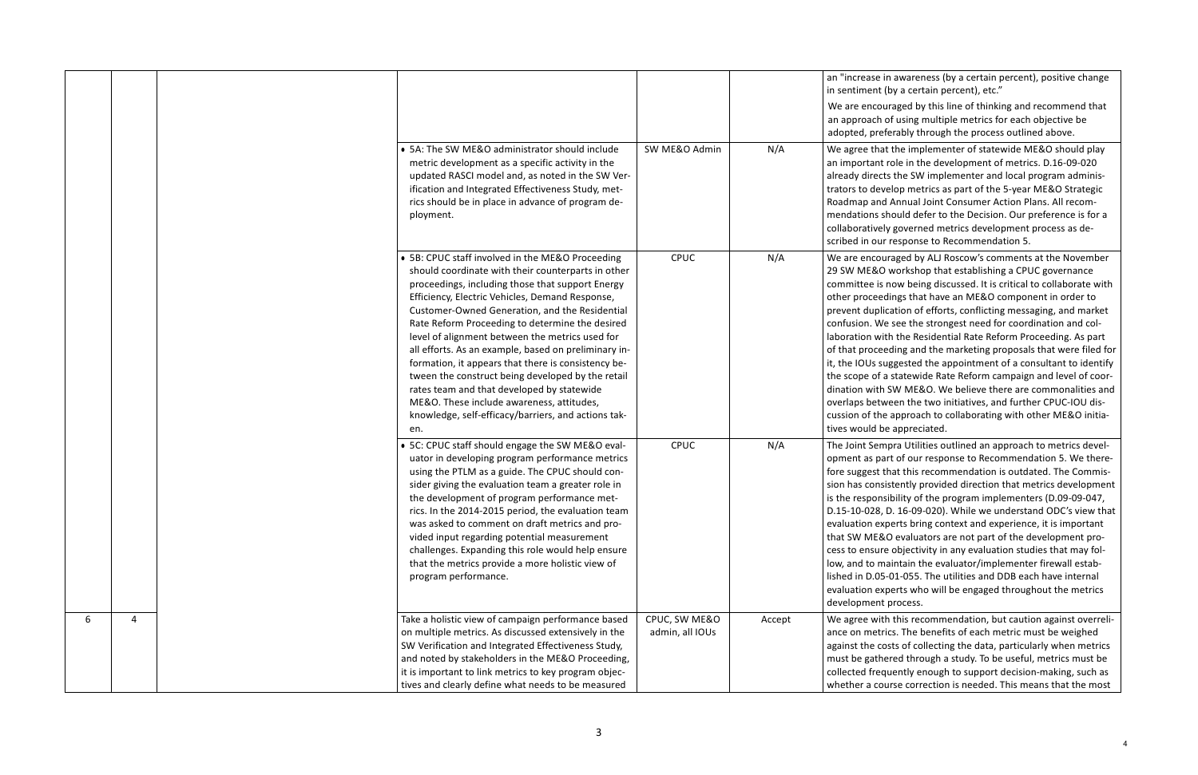|  |  |  |  |  |  |  |
|---|---|---|---|---|---|---|
|  |  |  |  |  |  | an "increase in awareness (by a certain percent), positive change in sentiment (by a certain percent), etc." We are encouraged by this line of thinking and recommend that an approach of using multiple metrics for each objective be adopted, preferably through the process outlined above. |
|  |  |  | • 5A: The SW ME&O administrator should include metric development as a specific activity in the updated RASCI model and, as noted in the SW Verification and Integrated Effectiveness Study, metrics should be in place in advance of program deployment. | SW ME&O Admin | N/A | We agree that the implementer of statewide ME&O should play an important role in the development of metrics. D.16-09-020 already directs the SW implementer and local program administrators to develop metrics as part of the 5-year ME&O Strategic Roadmap and Annual Joint Consumer Action Plans. All recommendations should defer to the Decision. Our preference is for a collaboratively governed metrics development process as described in our response to Recommendation 5. |
|  |  |  | • 5B: CPUC staff involved in the ME&O Proceeding should coordinate with their counterparts in other proceedings, including those that support Energy Efficiency, Electric Vehicles, Demand Response, Customer-Owned Generation, and the Residential Rate Reform Proceeding to determine the desired level of alignment between the metrics used for all efforts. As an example, based on preliminary information, it appears that there is consistency between the construct being developed by the retail rates team and that developed by statewide ME&O. These include awareness, attitudes, knowledge, self-efficacy/barriers, and actions taken. | CPUC | N/A | We are encouraged by ALJ Roscow's comments at the November 29 SW ME&O workshop that establishing a CPUC governance committee is now being discussed. It is critical to collaborate with other proceedings that have an ME&O component in order to prevent duplication of efforts, conflicting messaging, and market confusion. We see the strongest need for coordination and collaboration with the Residential Rate Reform Proceeding. As part of that proceeding and the marketing proposals that were filed for it, the IOUs suggested the appointment of a consultant to identify the scope of a statewide Rate Reform campaign and level of coordination with SW ME&O. We believe there are commonalities and overlaps between the two initiatives, and further CPUC-IOU discussion of the approach to collaborating with other ME&O initiatives would be appreciated. |
|  |  |  | • 5C: CPUC staff should engage the SW ME&O evaluator in developing program performance metrics using the PTLM as a guide. The CPUC should consider giving the evaluation team a greater role in the development of program performance metrics. In the 2014-2015 period, the evaluation team was asked to comment on draft metrics and provided input regarding potential measurement challenges. Expanding this role would help ensure that the metrics provide a more holistic view of program performance. | CPUC | N/A | The Joint Sempra Utilities outlined an approach to metrics development as part of our response to Recommendation 5. We therefore suggest that this recommendation is outdated. The Commission has consistently provided direction that metrics development is the responsibility of the program implementers (D.09-09-047, D.15-10-028, D. 16-09-020). While we understand ODC's view that evaluation experts bring context and experience, it is important that SW ME&O evaluators are not part of the development process to ensure objectivity in any evaluation studies that may follow, and to maintain the evaluator/implementer firewall established in D.05-01-055. The utilities and DDB each have internal evaluation experts who will be engaged throughout the metrics development process. |
| 6 | 4 |  | Take a holistic view of campaign performance based on multiple metrics. As discussed extensively in the SW Verification and Integrated Effectiveness Study, and noted by stakeholders in the ME&O Proceeding, it is important to link metrics to key program objectives and clearly define what needs to be measured | CPUC, SW ME&O admin, all IOUs | Accept | We agree with this recommendation, but caution against overreliance on metrics. The benefits of each metric must be weighed against the costs of collecting the data, particularly when metrics must be gathered through a study. To be useful, metrics must be collected frequently enough to support decision-making, such as whether a course correction is needed. This means that the most |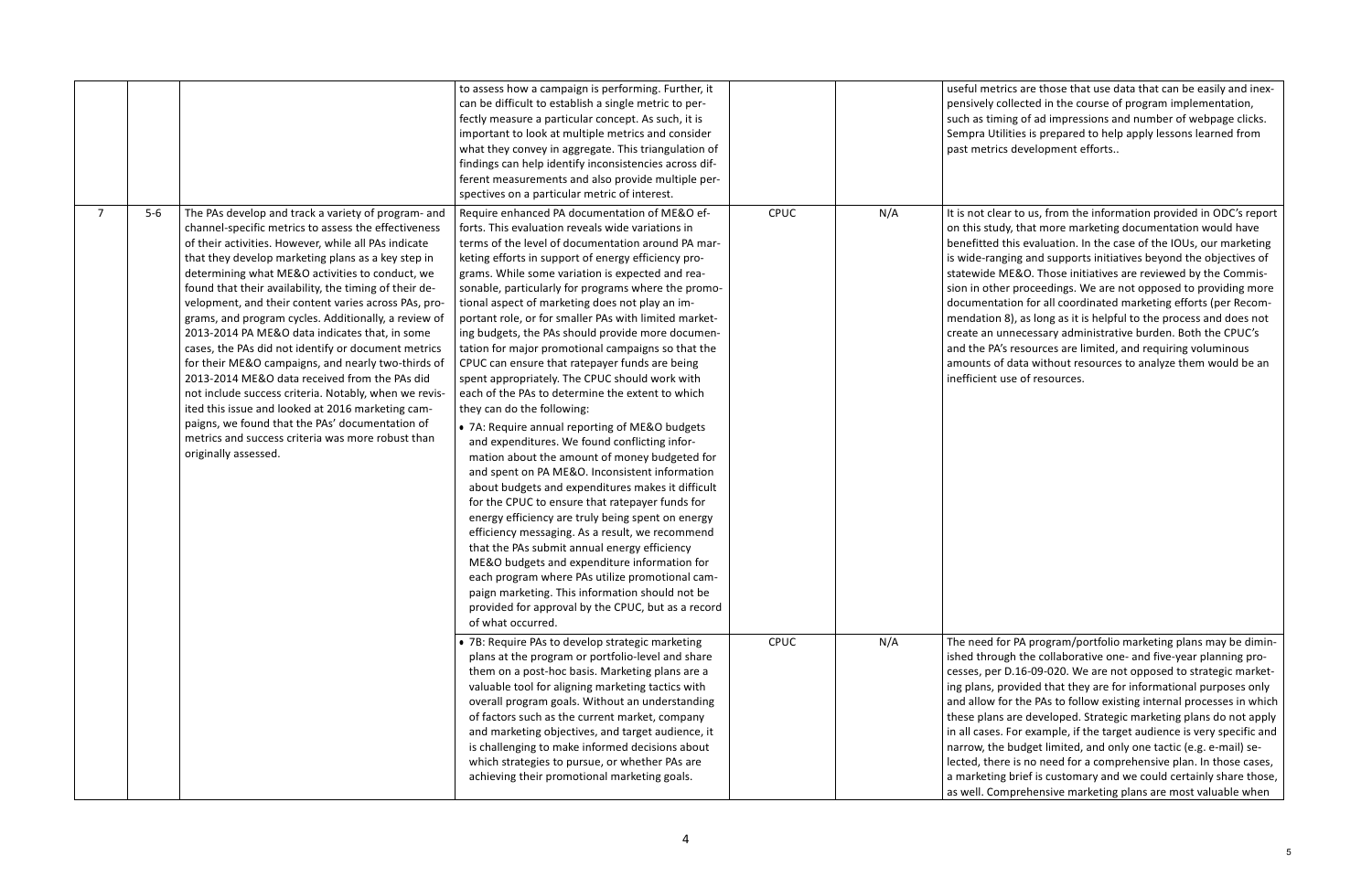| | | | | | | |
|---|---|---|---|---|---|---|
| | | | to assess how a campaign is performing. Further, it can be difficult to establish a single metric to perfectly measure a particular concept. As such, it is important to look at multiple metrics and consider what they convey in aggregate. This triangulation of findings can help identify inconsistencies across different measurements and also provide multiple perspectives on a particular metric of interest. | | | useful metrics are those that use data that can be easily and inexpensively collected in the course of program implementation, such as timing of ad impressions and number of webpage clicks. Sempra Utilities is prepared to help apply lessons learned from past metrics development efforts.. |
| 7 | 5-6 | The PAs develop and track a variety of program- and channel-specific metrics to assess the effectiveness of their activities. However, while all PAs indicate that they develop marketing plans as a key step in determining what ME&O activities to conduct, we found that their availability, the timing of their development, and their content varies across PAs, programs, and program cycles. Additionally, a review of 2013-2014 PA ME&O data indicates that, in some cases, the PAs did not identify or document metrics for their ME&O campaigns, and nearly two-thirds of 2013-2014 ME&O data received from the PAs did not include success criteria. Notably, when we revisited this issue and looked at 2016 marketing campaigns, we found that the PAs' documentation of metrics and success criteria was more robust than originally assessed. | Require enhanced PA documentation of ME&O efforts. This evaluation reveals wide variations in terms of the level of documentation around PA marketing efforts in support of energy efficiency programs. While some variation is expected and reasonable, particularly for programs where the promotional aspect of marketing does not play an important role, or for smaller PAs with limited marketing budgets, the PAs should provide more documentation for major promotional campaigns so that the CPUC can ensure that ratepayer funds are being spent appropriately. The CPUC should work with each of the PAs to determine the extent to which they can do the following:<br>• 7A: Require annual reporting of ME&O budgets and expenditures. We found conflicting information about the amount of money budgeted for and spent on PA ME&O. Inconsistent information about budgets and expenditures makes it difficult for the CPUC to ensure that ratepayer funds for energy efficiency are truly being spent on energy efficiency messaging. As a result, we recommend that the PAs submit annual energy efficiency ME&O budgets and expenditure information for each program where PAs utilize promotional campaign marketing. This information should not be provided for approval by the CPUC, but as a record of what occurred. | CPUC | N/A | It is not clear to us, from the information provided in ODC's report on this study, that more marketing documentation would have benefitted this evaluation. In the case of the IOUs, our marketing is wide-ranging and supports initiatives beyond the objectives of statewide ME&O. Those initiatives are reviewed by the Commission in other proceedings. We are not opposed to providing more documentation for all coordinated marketing efforts (per Recommendation 8), as long as it is helpful to the process and does not create an unnecessary administrative burden. Both the CPUC's and the PA's resources are limited, and requiring voluminous amounts of data without resources to analyze them would be an inefficient use of resources. |
| | | | • 7B: Require PAs to develop strategic marketing plans at the program or portfolio-level and share them on a post-hoc basis. Marketing plans are a valuable tool for aligning marketing tactics with overall program goals. Without an understanding of factors such as the current market, company and marketing objectives, and target audience, it is challenging to make informed decisions about which strategies to pursue, or whether PAs are achieving their promotional marketing goals. | CPUC | N/A | The need for PA program/portfolio marketing plans may be diminished through the collaborative one- and five-year planning processes, per D.16-09-020. We are not opposed to strategic marketing plans, provided that they are for informational purposes only and allow for the PAs to follow existing internal processes in which these plans are developed. Strategic marketing plans do not apply in all cases. For example, if the target audience is very specific and narrow, the budget limited, and only one tactic (e.g. e-mail) selected, there is no need for a comprehensive plan. In those cases, a marketing brief is customary and we could certainly share those, as well. Comprehensive marketing plans are most valuable when |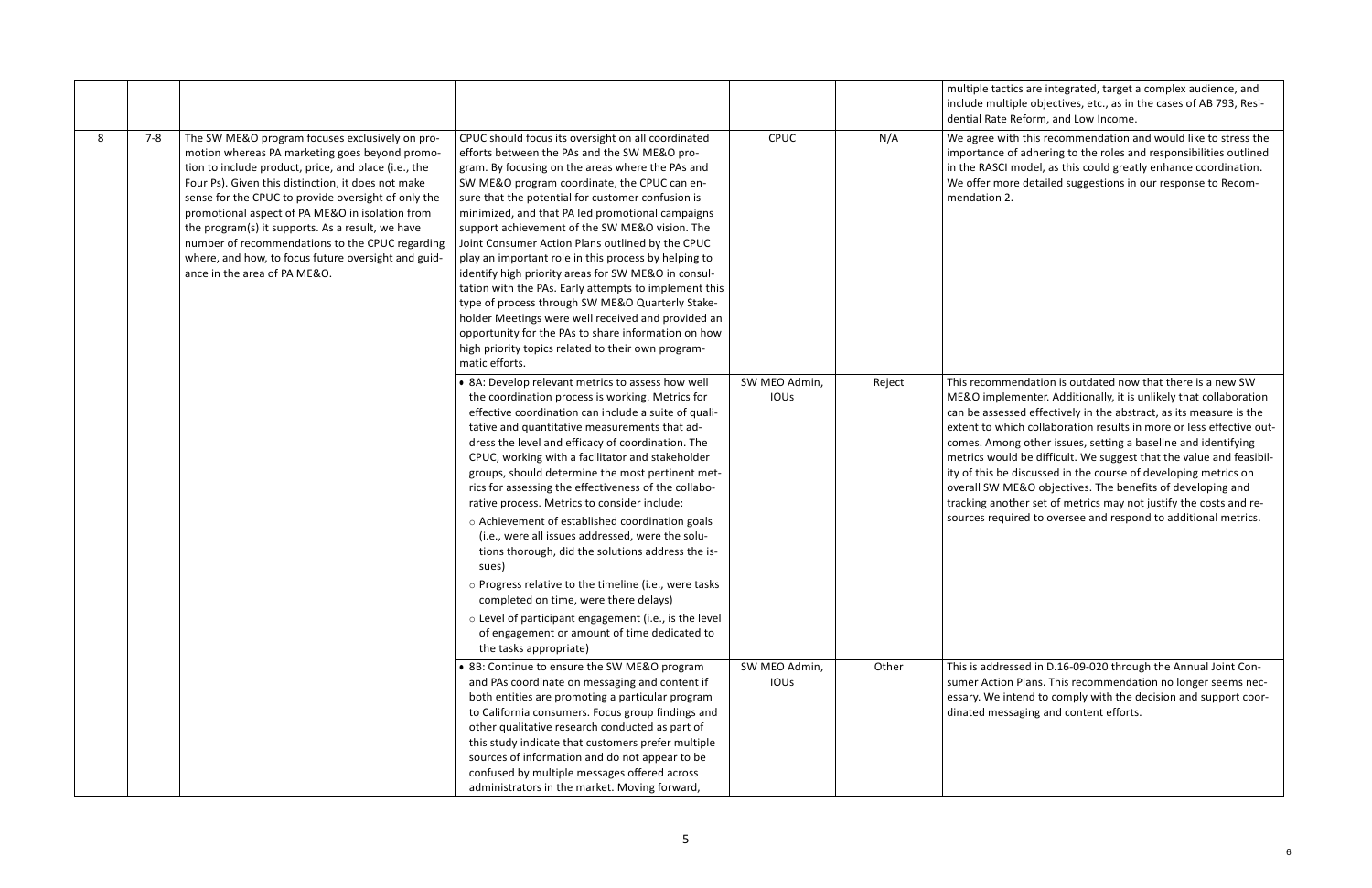| | | | | | | |
|---|---|---|---|---|---|---|
| | | | | | | multiple tactics are integrated, target a complex audience, and include multiple objectives, etc., as in the cases of AB 793, Residential Rate Reform, and Low Income. |
| 8 | 7-8 | The SW ME&O program focuses exclusively on promotion whereas PA marketing goes beyond promotion to include product, price, and place (i.e., the Four Ps). Given this distinction, it does not make sense for the CPUC to provide oversight of only the promotional aspect of PA ME&O in isolation from the program(s) it supports. As a result, we have number of recommendations to the CPUC regarding where, and how, to focus future oversight and guidance in the area of PA ME&O. | CPUC should focus its oversight on all coordinated efforts between the PAs and the SW ME&O program. By focusing on the areas where the PAs and SW ME&O program coordinate, the CPUC can ensure that the potential for customer confusion is minimized, and that PA led promotional campaigns support achievement of the SW ME&O vision. The Joint Consumer Action Plans outlined by the CPUC play an important role in this process by helping to identify high priority areas for SW ME&O in consultation with the PAs. Early attempts to implement this type of process through SW ME&O Quarterly Stakeholder Meetings were well received and provided an opportunity for the PAs to share information on how high priority topics related to their own programmatic efforts. | CPUC | N/A | We agree with this recommendation and would like to stress the importance of adhering to the roles and responsibilities outlined in the RASCI model, as this could greatly enhance coordination. We offer more detailed suggestions in our response to Recommendation 2. |
| | | | • 8A: Develop relevant metrics to assess how well the coordination process is working. Metrics for effective coordination can include a suite of qualitative and quantitative measurements that address the level and efficacy of coordination. The CPUC, working with a facilitator and stakeholder groups, should determine the most pertinent metrics for assessing the effectiveness of the collaborative process. Metrics to consider include:<br>○ Achievement of established coordination goals (i.e., were all issues addressed, were the solutions thorough, did the solutions address the issues)<br>○ Progress relative to the timeline (i.e., were tasks completed on time, were there delays)<br>○ Level of participant engagement (i.e., is the level of engagement or amount of time dedicated to the tasks appropriate) | SW MEO Admin, IOUs | Reject | This recommendation is outdated now that there is a new SW ME&O implementer. Additionally, it is unlikely that collaboration can be assessed effectively in the abstract, as its measure is the extent to which collaboration results in more or less effective outcomes. Among other issues, setting a baseline and identifying metrics would be difficult. We suggest that the value and feasibility of this be discussed in the course of developing metrics on overall SW ME&O objectives. The benefits of developing and tracking another set of metrics may not justify the costs and resources required to oversee and respond to additional metrics. |
| | | | • 8B: Continue to ensure the SW ME&O program and PAs coordinate on messaging and content if both entities are promoting a particular program to California consumers. Focus group findings and other qualitative research conducted as part of this study indicate that customers prefer multiple sources of information and do not appear to be confused by multiple messages offered across administrators in the market. Moving forward, | SW MEO Admin, IOUs | Other | This is addressed in D.16-09-020 through the Annual Joint Consumer Action Plans. This recommendation no longer seems necessary. We intend to comply with the decision and support coordinated messaging and content efforts. |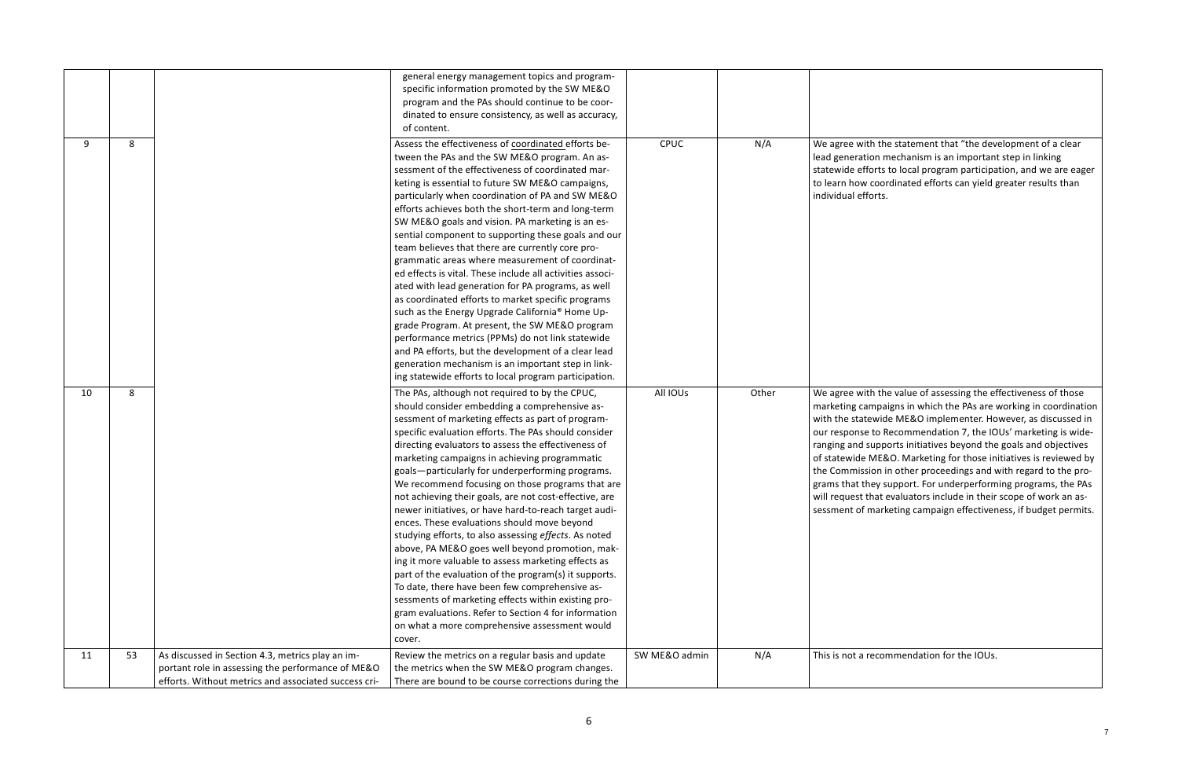| | | | | | | |
|---|---|---|---|---|---|---|
| | | | general energy management topics and program-specific information promoted by the SW ME&O program and the PAs should continue to be coordinated to ensure consistency, as well as accuracy, of content. | | | |
| 9 | 8 | | Assess the effectiveness of coordinated efforts between the PAs and the SW ME&O program. An assessment of the effectiveness of coordinated marketing is essential to future SW ME&O campaigns, particularly when coordination of PA and SW ME&O efforts achieves both the short-term and long-term SW ME&O goals and vision. PA marketing is an essential component to supporting these goals and our team believes that there are currently core programmatic areas where measurement of coordinated effects is vital. These include all activities associated with lead generation for PA programs, as well as coordinated efforts to market specific programs such as the Energy Upgrade California® Home Upgrade Program. At present, the SW ME&O program performance metrics (PPMs) do not link statewide and PA efforts, but the development of a clear lead generation mechanism is an important step in linking statewide efforts to local program participation. | CPUC | N/A | We agree with the statement that "the development of a clear lead generation mechanism is an important step in linking statewide efforts to local program participation, and we are eager to learn how coordinated efforts can yield greater results than individual efforts. |
| 10 | 8 | | The PAs, although not required to by the CPUC, should consider embedding a comprehensive assessment of marketing effects as part of program-specific evaluation efforts. The PAs should consider directing evaluators to assess the effectiveness of marketing campaigns in achieving programmatic goals—particularly for underperforming programs. We recommend focusing on those programs that are not achieving their goals, are not cost-effective, are newer initiatives, or have hard-to-reach target audiences. These evaluations should move beyond studying efforts, to also assessing *effects*. As noted above, PA ME&O goes well beyond promotion, making it more valuable to assess marketing effects as part of the evaluation of the program(s) it supports. To date, there have been few comprehensive assessments of marketing effects within existing program evaluations. Refer to Section 4 for information on what a more comprehensive assessment would cover. | All IOUs | Other | We agree with the value of assessing the effectiveness of those marketing campaigns in which the PAs are working in coordination with the statewide ME&O implementer. However, as discussed in our response to Recommendation 7, the IOUs' marketing is wide-ranging and supports initiatives beyond the goals and objectives of statewide ME&O. Marketing for those initiatives is reviewed by the Commission in other proceedings and with regard to the programs that they support. For underperforming programs, the PAs will request that evaluators include in their scope of work an assessment of marketing campaign effectiveness, if budget permits. |
| 11 | 53 | As discussed in Section 4.3, metrics play an important role in assessing the performance of ME&O efforts. Without metrics and associated success cri- | Review the metrics on a regular basis and update the metrics when the SW ME&O program changes. There are bound to be course corrections during the | SW ME&O admin | N/A | This is not a recommendation for the IOUs. |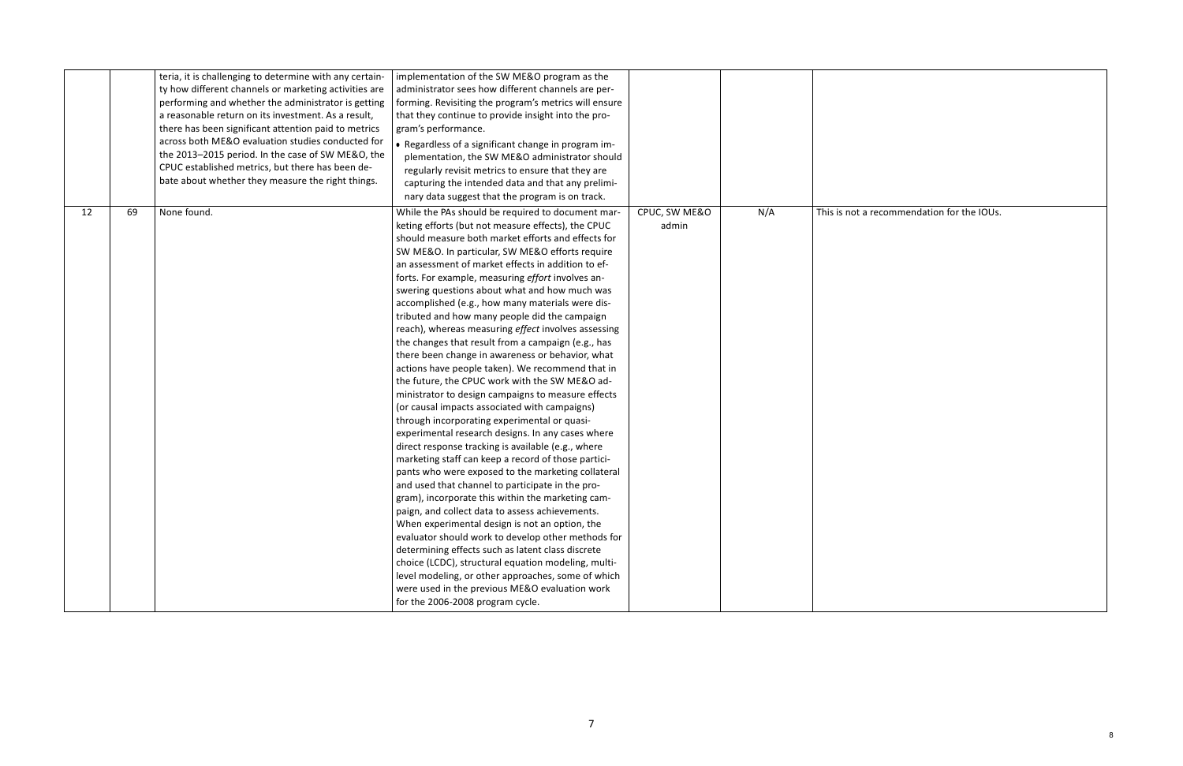| | | | | | | |
|---|---|---|---|---|---|---|
| | | teria, it is challenging to determine with any certainty how different channels or marketing activities are performing and whether the administrator is getting a reasonable return on its investment. As a result, there has been significant attention paid to metrics across both ME&O evaluation studies conducted for the 2013–2015 period. In the case of SW ME&O, the CPUC established metrics, but there has been debate about whether they measure the right things. | implementation of the SW ME&O program as the administrator sees how different channels are performing. Revisiting the program's metrics will ensure that they continue to provide insight into the program's performance.<br>• Regardless of a significant change in program implementation, the SW ME&O administrator should regularly revisit metrics to ensure that they are capturing the intended data and that any preliminary data suggest that the program is on track. | | | |
| 12 | 69 | None found. | While the PAs should be required to document marketing efforts (but not measure effects), the CPUC should measure both market efforts and effects for SW ME&O. In particular, SW ME&O efforts require an assessment of market effects in addition to efforts. For example, measuring *effort* involves answering questions about what and how much was accomplished (e.g., how many materials were distributed and how many people did the campaign reach), whereas measuring *effect* involves assessing the changes that result from a campaign (e.g., has there been change in awareness or behavior, what actions have people taken). We recommend that in the future, the CPUC work with the SW ME&O administrator to design campaigns to measure effects (or causal impacts associated with campaigns) through incorporating experimental or quasi-experimental research designs. In any cases where direct response tracking is available (e.g., where marketing staff can keep a record of those participants who were exposed to the marketing collateral and used that channel to participate in the program), incorporate this within the marketing campaign, and collect data to assess achievements. When experimental design is not an option, the evaluator should work to develop other methods for determining effects such as latent class discrete choice (LCDC), structural equation modeling, multilevel modeling, or other approaches, some of which were used in the previous ME&O evaluation work for the 2006-2008 program cycle. | CPUC, SW ME&O admin | N/A | This is not a recommendation for the IOUs. |